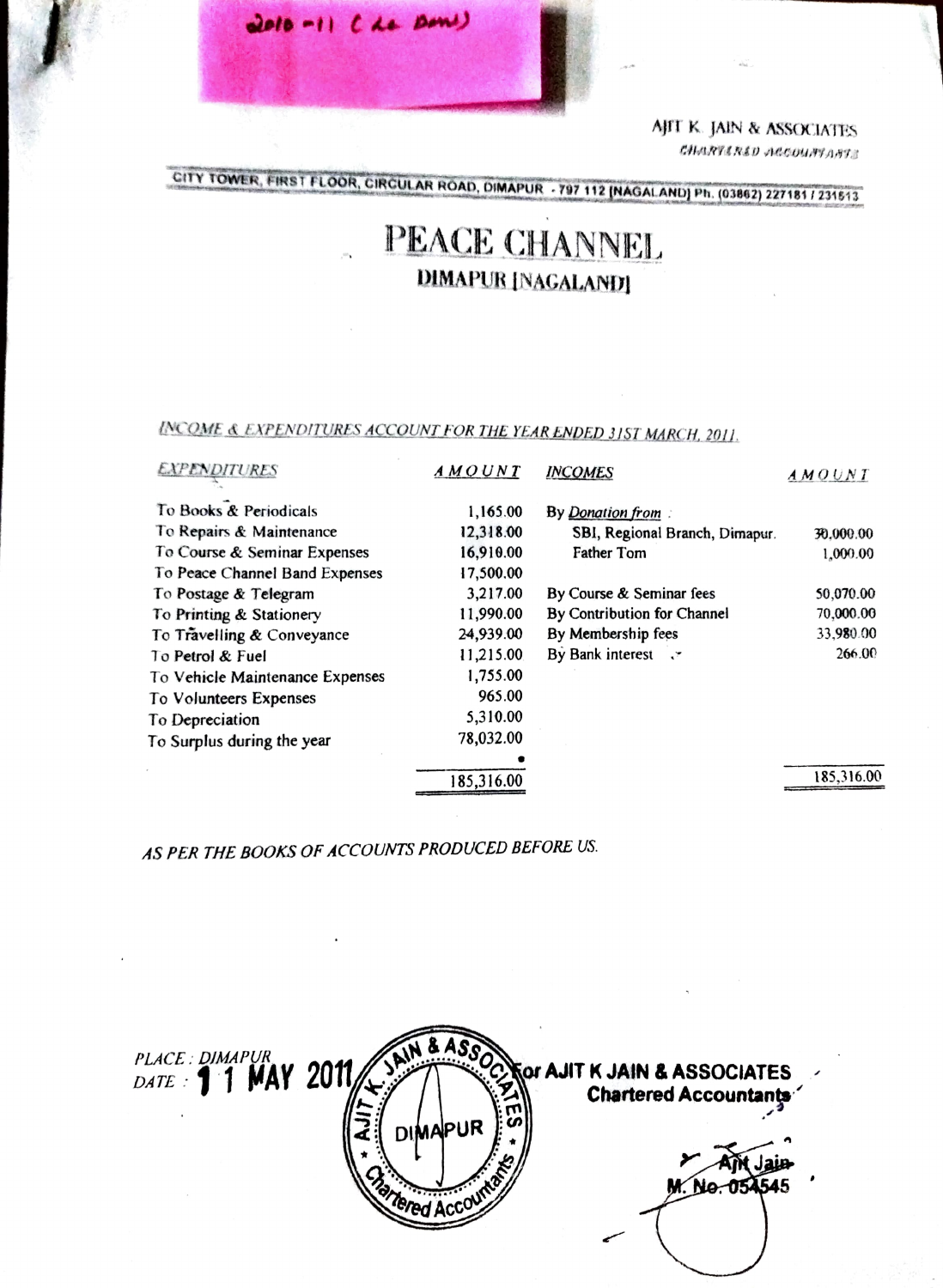2010-11 (As Done)

AJIT K. JAIN & ASSOCIATES
CHARTERED ACCOUNTANTS

CITY TOWER, FIRST FLOOR, CIRCULAR ROAD, DIMAPUR - 797 112 [NAGALAND] Ph. (03862) 227181 / 231613

# PEACE CHANNEL

## DIMAPUR [NAGALAND]

*INCOME & EXPENDITURES ACCOUNT FOR THE YEAR ENDED 31ST MARCH, 2011.*

| EXPENDITURES | AMOUNT | INCOMES | AMOUNT |
|---|---|---|---|
| To Books & Periodicals | 1,165.00 | By *Donation from* : | |
| To Repairs & Maintenance | 12,318.00 | SBI, Regional Branch, Dimapur. | 30,000.00 |
| To Course & Seminar Expenses | 16,910.00 | Father Tom | 1,000.00 |
| To Peace Channel Band Expenses | 17,500.00 | | |
| To Postage & Telegram | 3,217.00 | By Course & Seminar fees | 50,070.00 |
| To Printing & Stationery | 11,990.00 | By Contribution for Channel | 70,000.00 |
| To Travelling & Conveyance | 24,939.00 | By Membership fees | 33,980.00 |
| To Petrol & Fuel | 11,215.00 | By Bank interest | 266.00 |
| To Vehicle Maintenance Expenses | 1,755.00 | | |
| To Volunteers Expenses | 965.00 | | |
| To Depreciation | 5,310.00 | | |
| To Surplus during the year | 78,032.00 | | |
| | 185,316.00 | | 185,316.00 |

*AS PER THE BOOKS OF ACCOUNTS PRODUCED BEFORE US.*

PLACE : DIMAPUR
DATE : 11 MAY 2011

For AJIT K JAIN & ASSOCIATES
Chartered Accountants

Ajit Jain
M. No. 054545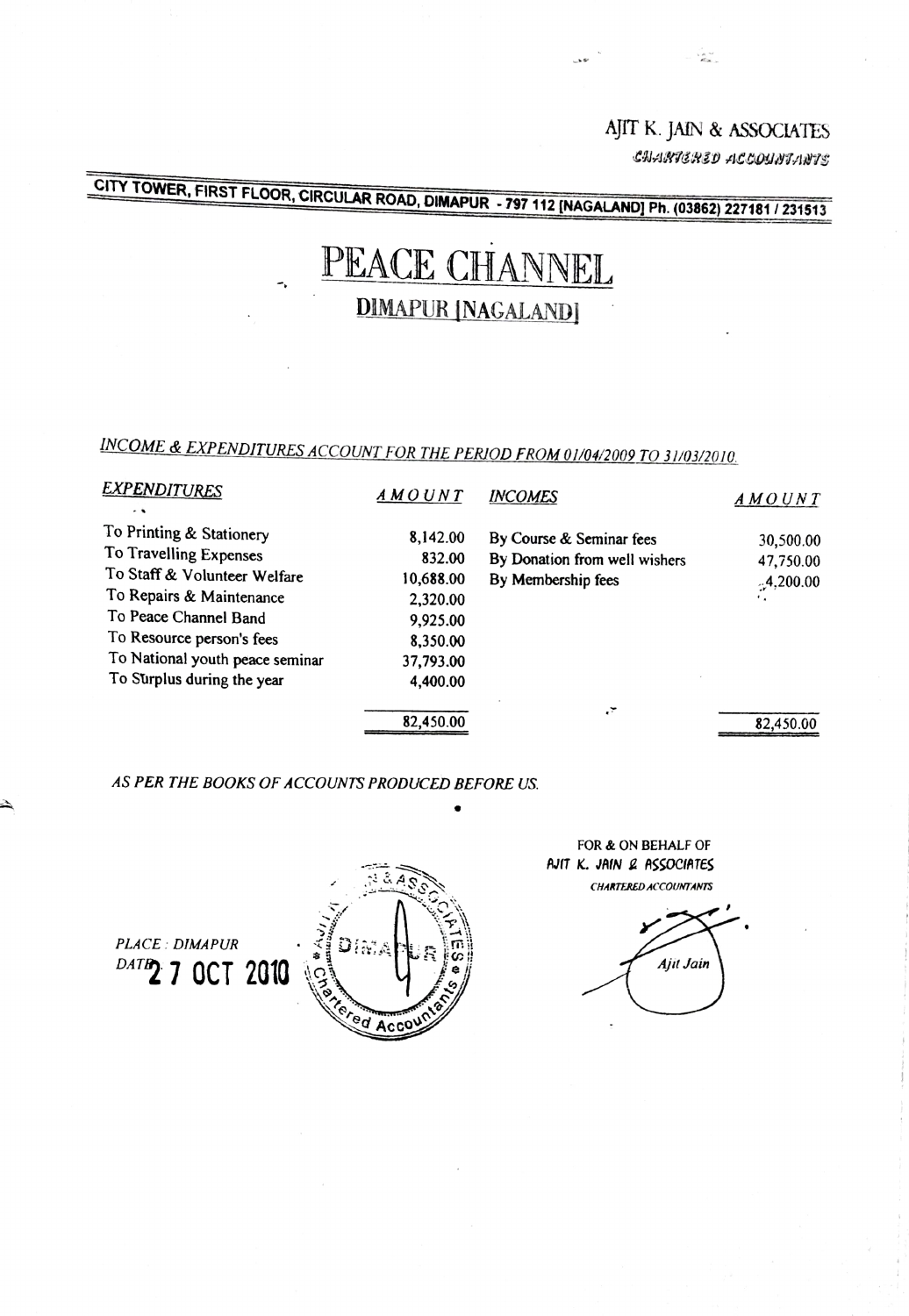AJIT K. JAIN & ASSOCIATES

CHARTERED ACCOUNTANTS

CITY TOWER, FIRST FLOOR, CIRCULAR ROAD, DIMAPUR - 797 112 [NAGALAND] Ph. (03862) 227181 / 231513

# PEACE CHANNEL

## DIMAPUR [NAGALAND]

*INCOME & EXPENDITURES ACCOUNT FOR THE PERIOD FROM 01/04/2009 TO 31/03/2010.*

| *EXPENDITURES* | *AMOUNT* | *INCOMES* | *AMOUNT* |
|---|---|---|---|
| To Printing & Stationery | 8,142.00 | By Course & Seminar fees | 30,500.00 |
| To Travelling Expenses | 832.00 | By Donation from well wishers | 47,750.00 |
| To Staff & Volunteer Welfare | 10,688.00 | By Membership fees | 4,200.00 |
| To Repairs & Maintenance | 2,320.00 | | |
| To Peace Channel Band | 9,925.00 | | |
| To Resource person's fees | 8,350.00 | | |
| To National youth peace seminar | 37,793.00 | | |
| To Surplus during the year | 4,400.00 | | |
| | 82,450.00 | | 82,450.00 |

*AS PER THE BOOKS OF ACCOUNTS PRODUCED BEFORE US.*

*PLACE : DIMAPUR*

*DATE* 27 OCT 2010

FOR & ON BEHALF OF
AJIT K. JAIN & ASSOCIATES
*CHARTERED ACCOUNTANTS*

*Ajit Jain*